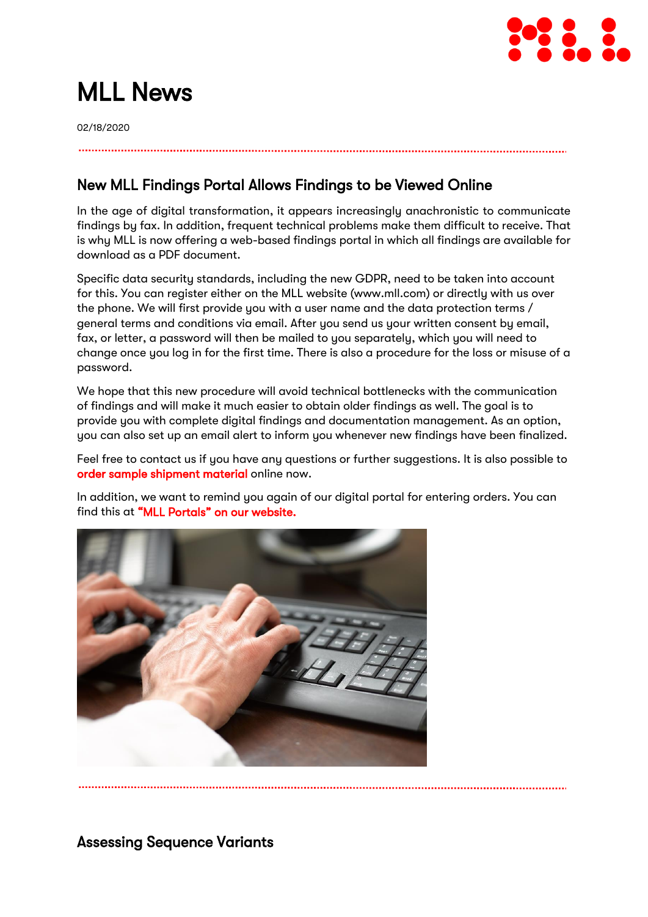# MLL News

02/18/2020

## New MLL Findings Portal Allows Findings to be Viewed Online

In the age of digital transformation, it appears increasingly anachronistic to communicate findings by fax. In addition, frequent technical problems make them difficult to receive. That is why MLL is now offering a web-based findings portal in which all findings are available for download as a PDF document.

Specific data security standards, including the new GDPR, need to be taken into account for this. You can register either on the MLL website (www.mll.com) or directly with us over the phone. We will first provide you with a user name and the data protection terms / general terms and conditions via email. After you send us your written consent by email, fax, or letter, a password will then be mailed to you separately, which you will need to change once you log in for the first time. There is also a procedure for the loss or misuse of a password.

We hope that this new procedure will avoid technical bottlenecks with the communication of findings and will make it much easier to obtain older findings as well. The goal is to provide you with complete digital findings and documentation management. As an option, you can also set up an email alert to inform you whenever new findings have been finalized.

Feel free to contact us if you have any questions or further suggestions. It is also possible to order sample shipment material online now.

In addition, we want to remind you again of our digital portal for entering orders. You can find this at **"MLL Portals" on our website.**

## Assessing Sequence Variants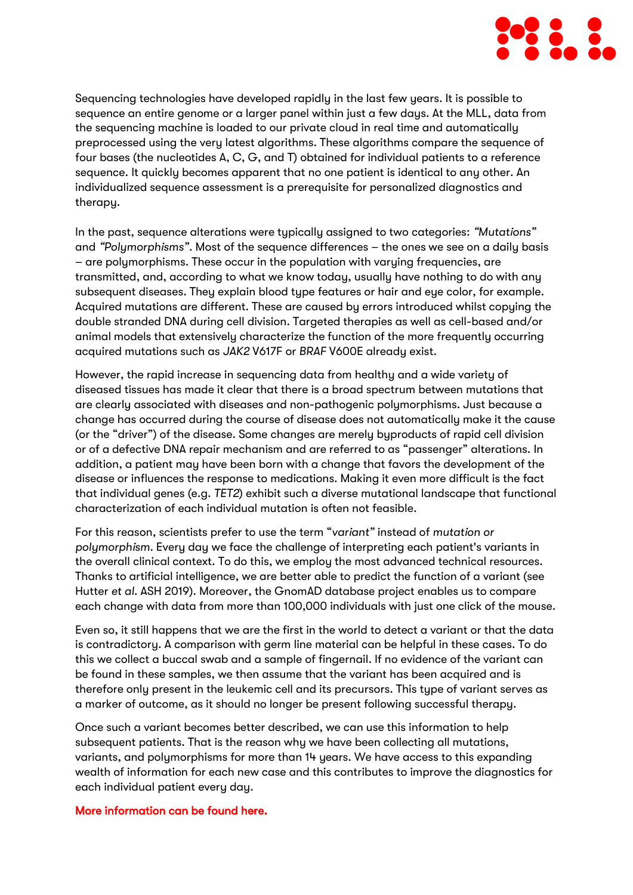Sequencing technologies have developed rapidly in the last few years. It is possible to sequence an entire genome or a larger panel within just a few days. At the MLL, data from the sequencing machine is loaded to our private cloud in real time and automatically preprocessed using the very latest algorithms. These algorithms compare the sequence of four bases (the nucleotides A, C, G, and T) obtained for individual patients to a reference sequence. It quickly becomes apparent that no one patient is identical to any other. An individualized sequence assessment is a prerequisite for personalized diagnostics and therapy.

In the past, sequence alterations were typically assigned to two categories: *"Mutations"* and *"Polymorphisms"*. Most of the sequence differences – the ones we see on a daily basis – are polymorphisms. These occur in the population with varying frequencies, are transmitted, and, according to what we know today, usually have nothing to do with any subsequent diseases. They explain blood type features or hair and eye color, for example. Acquired mutations are different. These are caused by errors introduced whilst copying the double stranded DNA during cell division. Targeted therapies as well as cell-based and/or animal models that extensively characterize the function of the more frequently occurring acquired mutations such as *JAK2* V617F or *BRAF* V600E already exist.

However, the rapid increase in sequencing data from healthy and a wide variety of diseased tissues has made it clear that there is a broad spectrum between mutations that are clearly associated with diseases and non-pathogenic polymorphisms. Just because a change has occurred during the course of disease does not automatically make it the cause (or the "driver") of the disease. Some changes are merely byproducts of rapid cell division or of a defective DNA repair mechanism and are referred to as "passenger" alterations. In addition, a patient may have been born with a change that favors the development of the disease or influences the response to medications. Making it even more difficult is the fact that individual genes (e.g. *TET2*) exhibit such a diverse mutational landscape that functional characterization of each individual mutation is often not feasible.

For this reason, scientists prefer to use the term "*variant*" instead of *mutation or polymorphism*. Every day we face the challenge of interpreting each patient's variants in the overall clinical context. To do this, we employ the most advanced technical resources. Thanks to artificial intelligence, we are better able to predict the function of a variant (see Hutter *et al.* ASH 2019). Moreover, the GnomAD database project enables us to compare each change with data from more than 100,000 individuals with just one click of the mouse.

Even so, it still happens that we are the first in the world to detect a variant or that the data is contradictory. A comparison with germ line material can be helpful in these cases. To do this we collect a buccal swab and a sample of fingernail. If no evidence of the variant can be found in these samples, we then assume that the variant has been acquired and is therefore only present in the leukemic cell and its precursors. This type of variant serves as a marker of outcome, as it should no longer be present following successful therapy.

Once such a variant becomes better described, we can use this information to help subsequent patients. That is the reason why we have been collecting all mutations, variants, and polymorphisms for more than 14 years. We have access to this expanding wealth of information for each new case and this contributes to improve the diagnostics for each individual patient every day.

**More information can be found here.**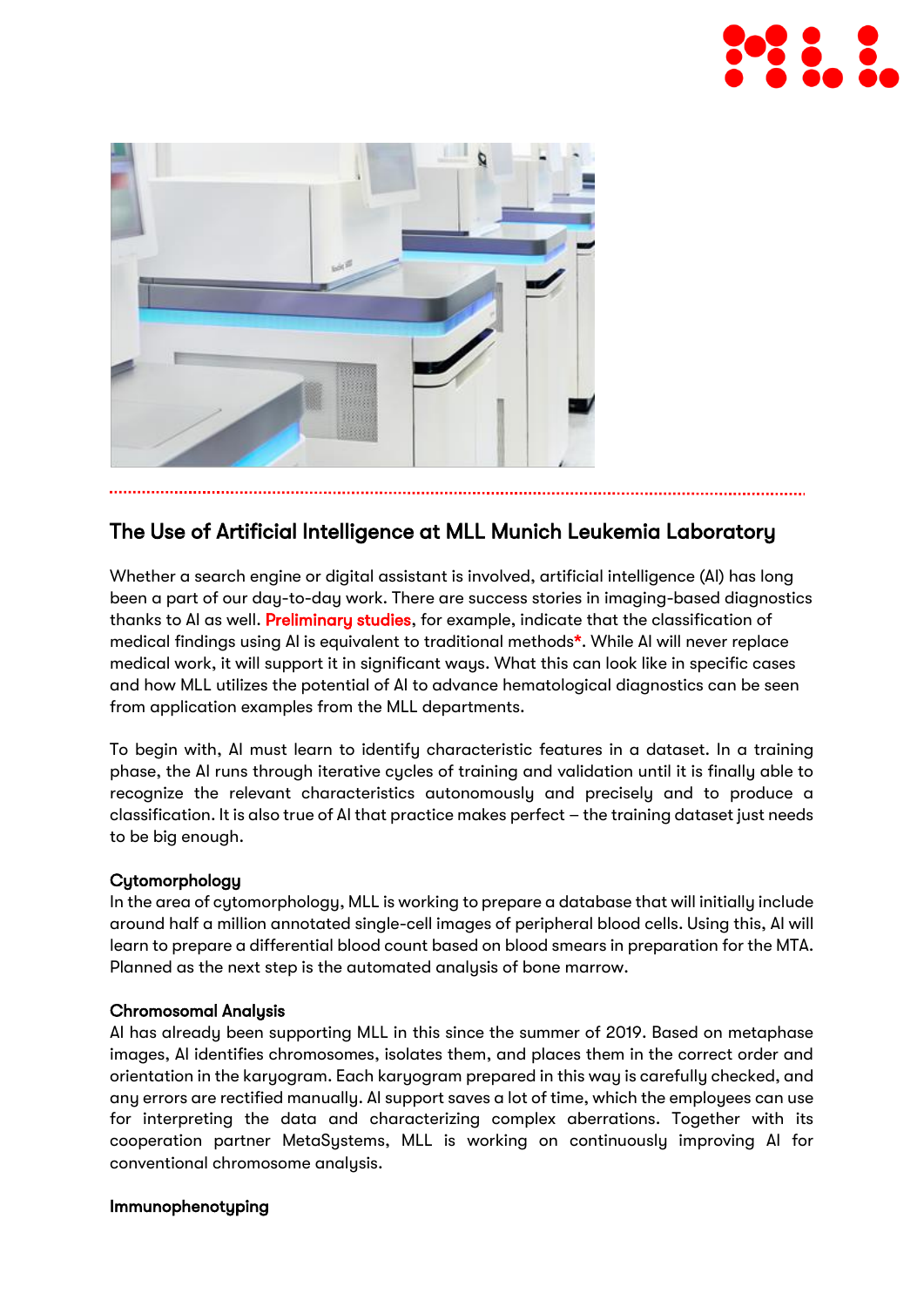## The Use of Artificial Intelligence at MLL Munich Leukemia Laboratory

Whether a search engine or digital assistant is involved, artificial intelligence (AI) has long been a part of our day-to-day work. There are success stories in imaging-based diagnostics thanks to AI as well. **Preliminary studies**, for example, indicate that the classification of medical findings using AI is equivalent to traditional methods*. While AI will never replace medical work, it will support it in significant ways. What this can look like in specific cases and how MLL utilizes the potential of AI to advance hematological diagnostics can be seen from application examples from the MLL departments.

To begin with, AI must learn to identify characteristic features in a dataset. In a training phase, the AI runs through iterative cycles of training and validation until it is finally able to recognize the relevant characteristics autonomously and precisely and to produce a classification. It is also true of AI that practice makes perfect – the training dataset just needs to be big enough.

### Cytomorphology

In the area of cytomorphology, MLL is working to prepare a database that will initially include around half a million annotated single-cell images of peripheral blood cells. Using this, AI will learn to prepare a differential blood count based on blood smears in preparation for the MTA. Planned as the next step is the automated analysis of bone marrow.

### Chromosomal Analysis

AI has already been supporting MLL in this since the summer of 2019. Based on metaphase images, AI identifies chromosomes, isolates them, and places them in the correct order and orientation in the karyogram. Each karyogram prepared in this way is carefully checked, and any errors are rectified manually. AI support saves a lot of time, which the employees can use for interpreting the data and characterizing complex aberrations. Together with its cooperation partner MetaSystems, MLL is working on continuously improving AI for conventional chromosome analysis.

### Immunophenotyping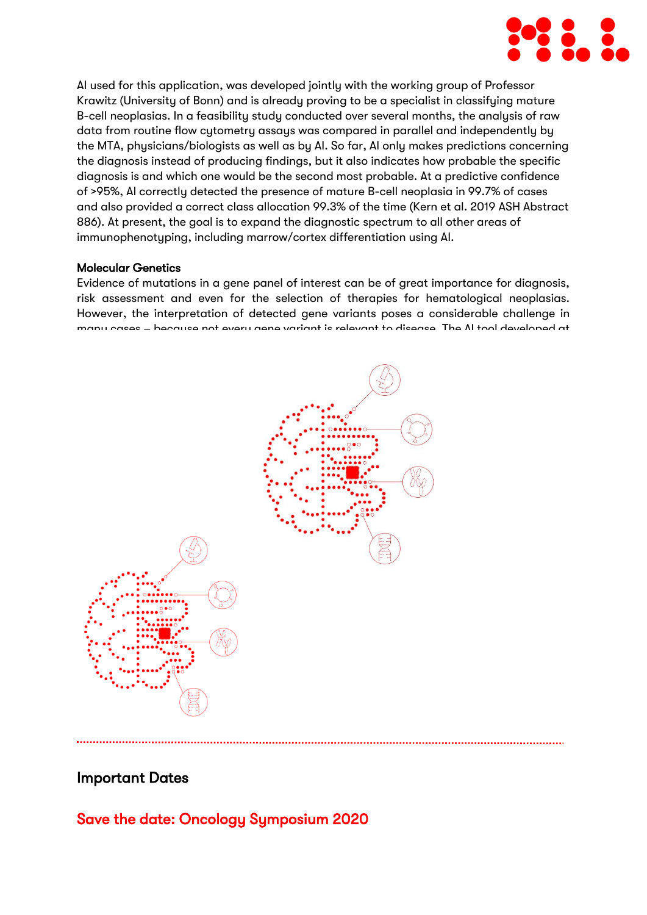AI used for this application, was developed jointly with the working group of Professor Krawitz (University of Bonn) and is already proving to be a specialist in classifying mature B-cell neoplasias. In a feasibility study conducted over several months, the analysis of raw data from routine flow cytometry assays was compared in parallel and independently by the MTA, physicians/biologists as well as by AI. So far, AI only makes predictions concerning the diagnosis instead of producing findings, but it also indicates how probable the specific diagnosis is and which one would be the second most probable. At a predictive confidence of >95%, AI correctly detected the presence of mature B-cell neoplasia in 99.7% of cases and also provided a correct class allocation 99.3% of the time (Kern et al. 2019 ASH Abstract 886). At present, the goal is to expand the diagnostic spectrum to all other areas of immunophenotyping, including marrow/cortex differentiation using AI.

**Molecular Genetics**

Evidence of mutations in a gene panel of interest can be of great importance for diagnosis, risk assessment and even for the selection of therapies for hematological neoplasias. However, the interpretation of detected gene variants poses a considerable challenge in many cases – because not every gene variant is relevant to disease. The AI tool developed at

## Important Dates

## Save the date: Oncology Symposium 2020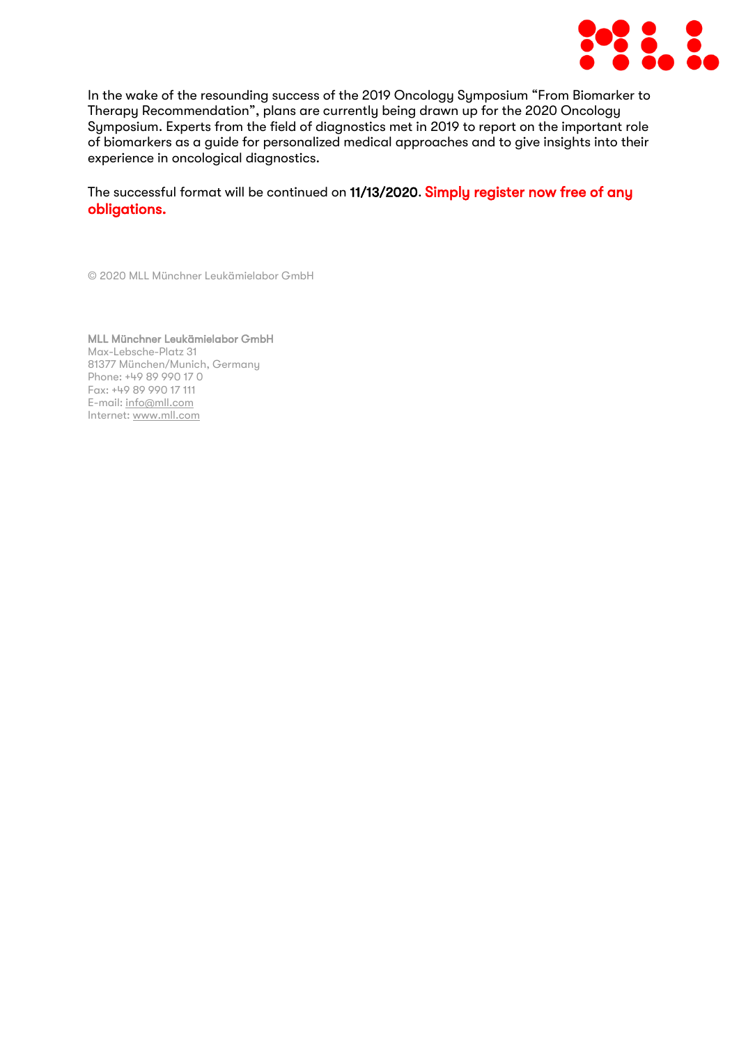In the wake of the resounding success of the 2019 Oncology Symposium “From Biomarker to Therapy Recommendation”, plans are currently being drawn up for the 2020 Oncology Symposium. Experts from the field of diagnostics met in 2019 to report on the important role of biomarkers as a guide for personalized medical approaches and to give insights into their experience in oncological diagnostics.

The successful format will be continued on **11/13/2020**. **Simply register now free of any obligations.**

© 2020 MLL Münchner Leukämielabor GmbH

**MLL Münchner Leukämielabor GmbH**
Max-Lebsche-Platz 31
81377 München/Munich, Germany
Phone: +49 89 990 17 0
Fax: +49 89 990 17 111
E-mail: info@mll.com
Internet: www.mll.com